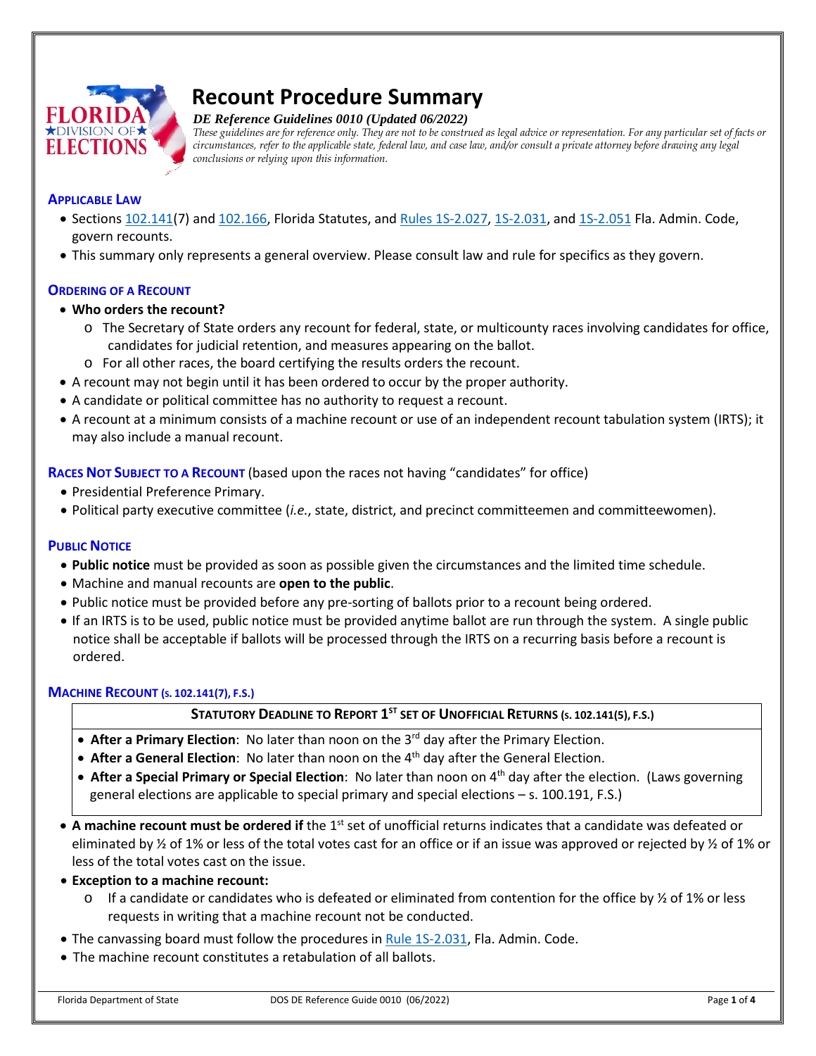# Recount Procedure Summary

***DE Reference Guidelines 0010 (Updated 06/2022)***

*These guidelines are for reference only. They are not to be construed as legal advice or representation. For any particular set of facts or circumstances, refer to the applicable state, federal law, and case law, and/or consult a private attorney before drawing any legal conclusions or relying upon this information.*

## APPLICABLE LAW

- Sections 102.141(7) and 102.166, Florida Statutes, and Rules 1S-2.027, 1S-2.031, and 1S-2.051 Fla. Admin. Code, govern recounts.
- This summary only represents a general overview. Please consult law and rule for specifics as they govern.

## ORDERING OF A RECOUNT

- **Who orders the recount?**
  - The Secretary of State orders any recount for federal, state, or multicounty races involving candidates for office, candidates for judicial retention, and measures appearing on the ballot.
  - For all other races, the board certifying the results orders the recount.
- A recount may not begin until it has been ordered to occur by the proper authority.
- A candidate or political committee has no authority to request a recount.
- A recount at a minimum consists of a machine recount or use of an independent recount tabulation system (IRTS); it may also include a manual recount.

## RACES NOT SUBJECT TO A RECOUNT (based upon the races not having "candidates" for office)

- Presidential Preference Primary.
- Political party executive committee (*i.e.*, state, district, and precinct committeemen and committeewomen).

## PUBLIC NOTICE

- **Public notice** must be provided as soon as possible given the circumstances and the limited time schedule.
- Machine and manual recounts are **open to the public**.
- Public notice must be provided before any pre-sorting of ballots prior to a recount being ordered.
- If an IRTS is to be used, public notice must be provided anytime ballot are run through the system. A single public notice shall be acceptable if ballots will be processed through the IRTS on a recurring basis before a recount is ordered.

## MACHINE RECOUNT (s. 102.141(7), F.S.)

**STATUTORY DEADLINE TO REPORT 1ST SET OF UNOFFICIAL RETURNS (s. 102.141(5), F.S.)**

- **After a Primary Election**: No later than noon on the 3rd day after the Primary Election.
- **After a General Election**: No later than noon on the 4th day after the General Election.
- **After a Special Primary or Special Election**: No later than noon on 4th day after the election. (Laws governing general elections are applicable to special primary and special elections – s. 100.191, F.S.)

- **A machine recount must be ordered if** the 1st set of unofficial returns indicates that a candidate was defeated or eliminated by ½ of 1% or less of the total votes cast for an office or if an issue was approved or rejected by ½ of 1% or less of the total votes cast on the issue.
- **Exception to a machine recount:**
  - If a candidate or candidates who is defeated or eliminated from contention for the office by ½ of 1% or less requests in writing that a machine recount not be conducted.
- The canvassing board must follow the procedures in Rule 1S-2.031, Fla. Admin. Code.
- The machine recount constitutes a retabulation of all ballots.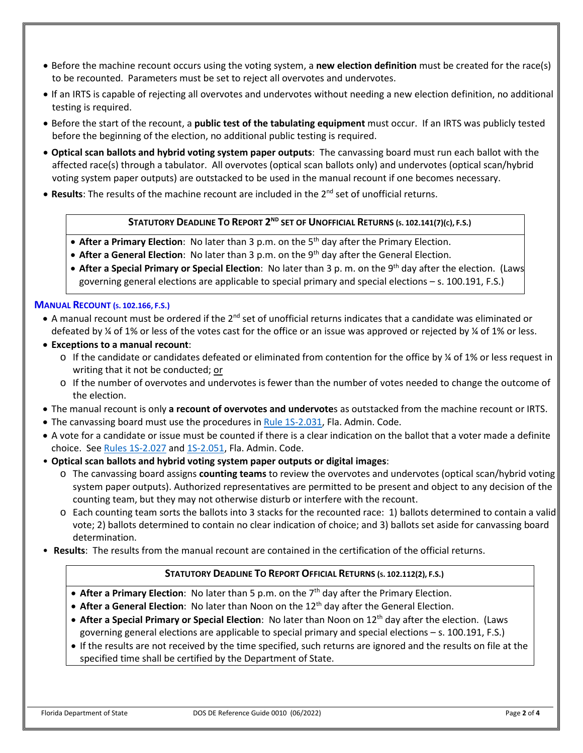- Before the machine recount occurs using the voting system, a **new election definition** must be created for the race(s) to be recounted. Parameters must be set to reject all overvotes and undervotes.
- If an IRTS is capable of rejecting all overvotes and undervotes without needing a new election definition, no additional testing is required.
- Before the start of the recount, a **public test of the tabulating equipment** must occur. If an IRTS was publicly tested before the beginning of the election, no additional public testing is required.
- **Optical scan ballots and hybrid voting system paper outputs**: The canvassing board must run each ballot with the affected race(s) through a tabulator. All overvotes (optical scan ballots only) and undervotes (optical scan/hybrid voting system paper outputs) are outstacked to be used in the manual recount if one becomes necessary.
- **Results**: The results of the machine recount are included in the 2nd set of unofficial returns.

**STATUTORY DEADLINE TO REPORT 2ND SET OF UNOFFICIAL RETURNS (s. 102.141(7)(c), F.S.)**

- **After a Primary Election**: No later than 3 p.m. on the 5th day after the Primary Election.
- **After a General Election**: No later than 3 p.m. on the 9th day after the General Election.
- **After a Special Primary or Special Election**: No later than 3 p. m. on the 9th day after the election. (Laws governing general elections are applicable to special primary and special elections – s. 100.191, F.S.)

## MANUAL RECOUNT (s. 102.166, F.S.)

- A manual recount must be ordered if the 2nd set of unofficial returns indicates that a candidate was eliminated or defeated by ¼ of 1% or less of the votes cast for the office or an issue was approved or rejected by ¼ of 1% or less.
- **Exceptions to a manual recount**:
  - If the candidate or candidates defeated or eliminated from contention for the office by ¼ of 1% or less request in writing that it not be conducted; or
  - If the number of overvotes and undervotes is fewer than the number of votes needed to change the outcome of the election.
- The manual recount is only **a recount of overvotes and undervote**s as outstacked from the machine recount or IRTS.
- The canvassing board must use the procedures in Rule 1S-2.031, Fla. Admin. Code.
- A vote for a candidate or issue must be counted if there is a clear indication on the ballot that a voter made a definite choice. See Rules 1S-2.027 and 1S-2.051, Fla. Admin. Code.
- **Optical scan ballots and hybrid voting system paper outputs or digital images**:
  - The canvassing board assigns **counting teams** to review the overvotes and undervotes (optical scan/hybrid voting system paper outputs). Authorized representatives are permitted to be present and object to any decision of the counting team, but they may not otherwise disturb or interfere with the recount.
  - Each counting team sorts the ballots into 3 stacks for the recounted race: 1) ballots determined to contain a valid vote; 2) ballots determined to contain no clear indication of choice; and 3) ballots set aside for canvassing board determination.
- **Results**: The results from the manual recount are contained in the certification of the official returns.

**STATUTORY DEADLINE TO REPORT OFFICIAL RETURNS (s. 102.112(2), F.S.)**

- **After a Primary Election**: No later than 5 p.m. on the 7th day after the Primary Election.
- **After a General Election**: No later than Noon on the 12th day after the General Election.
- **After a Special Primary or Special Election**: No later than Noon on 12th day after the election. (Laws governing general elections are applicable to special primary and special elections – s. 100.191, F.S.)
- If the results are not received by the time specified, such returns are ignored and the results on file at the specified time shall be certified by the Department of State.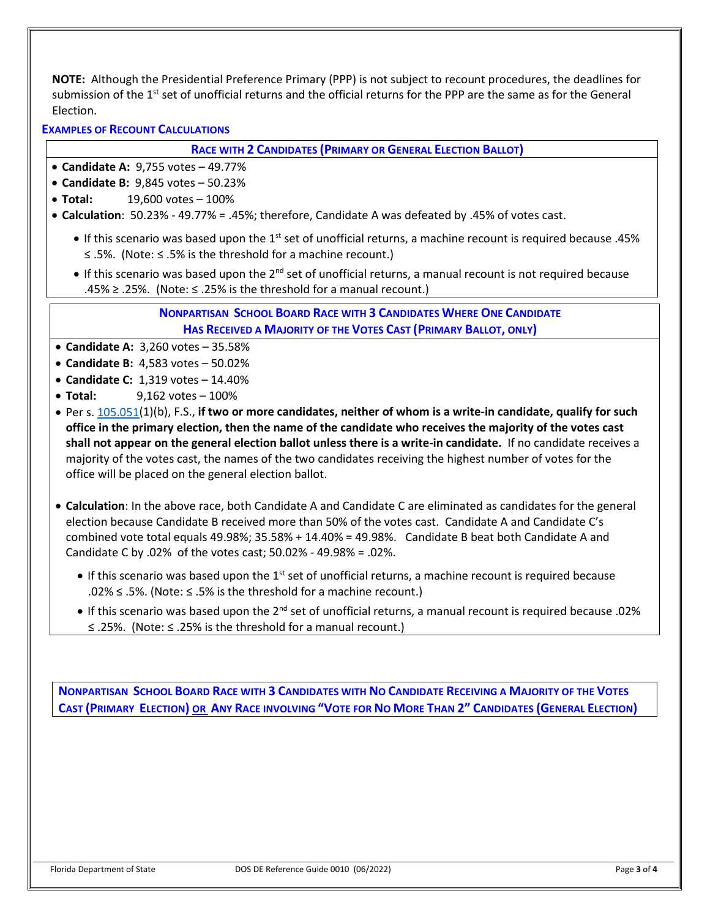**NOTE:** Although the Presidential Preference Primary (PPP) is not subject to recount procedures, the deadlines for submission of the 1st set of unofficial returns and the official returns for the PPP are the same as for the General Election.

## EXAMPLES OF RECOUNT CALCULATIONS

### RACE WITH 2 CANDIDATES (PRIMARY OR GENERAL ELECTION BALLOT)

- **Candidate A:** 9,755 votes – 49.77%
- **Candidate B:** 9,845 votes – 50.23%
- **Total:** 19,600 votes – 100%
- **Calculation**: 50.23% - 49.77% = .45%; therefore, Candidate A was defeated by .45% of votes cast.
  - If this scenario was based upon the 1st set of unofficial returns, a machine recount is required because .45% ≤ .5%. (Note: ≤ .5% is the threshold for a machine recount.)
  - If this scenario was based upon the 2nd set of unofficial returns, a manual recount is not required because .45% ≥ .25%. (Note: ≤ .25% is the threshold for a manual recount.)

### NONPARTISAN SCHOOL BOARD RACE WITH 3 CANDIDATES WHERE ONE CANDIDATE HAS RECEIVED A MAJORITY OF THE VOTES CAST (PRIMARY BALLOT, ONLY)

- **Candidate A:** 3,260 votes – 35.58%
- **Candidate B:** 4,583 votes – 50.02%
- **Candidate C:** 1,319 votes – 14.40%
- **Total:** 9,162 votes – 100%
- Per s. 105.051(1)(b), F.S., **if two or more candidates, neither of whom is a write-in candidate, qualify for such office in the primary election, then the name of the candidate who receives the majority of the votes cast shall not appear on the general election ballot unless there is a write-in candidate.** If no candidate receives a majority of the votes cast, the names of the two candidates receiving the highest number of votes for the office will be placed on the general election ballot.
- **Calculation**: In the above race, both Candidate A and Candidate C are eliminated as candidates for the general election because Candidate B received more than 50% of the votes cast. Candidate A and Candidate C's combined vote total equals 49.98%; 35.58% + 14.40% = 49.98%. Candidate B beat both Candidate A and Candidate C by .02% of the votes cast; 50.02% - 49.98% = .02%.
  - If this scenario was based upon the 1st set of unofficial returns, a machine recount is required because .02% ≤ .5%. (Note: ≤ .5% is the threshold for a machine recount.)
  - If this scenario was based upon the 2nd set of unofficial returns, a manual recount is required because .02% ≤ .25%. (Note: ≤ .25% is the threshold for a manual recount.)

### NONPARTISAN SCHOOL BOARD RACE WITH 3 CANDIDATES WITH NO CANDIDATE RECEIVING A MAJORITY OF THE VOTES CAST (PRIMARY ELECTION) OR ANY RACE INVOLVING "VOTE FOR NO MORE THAN 2" CANDIDATES (GENERAL ELECTION)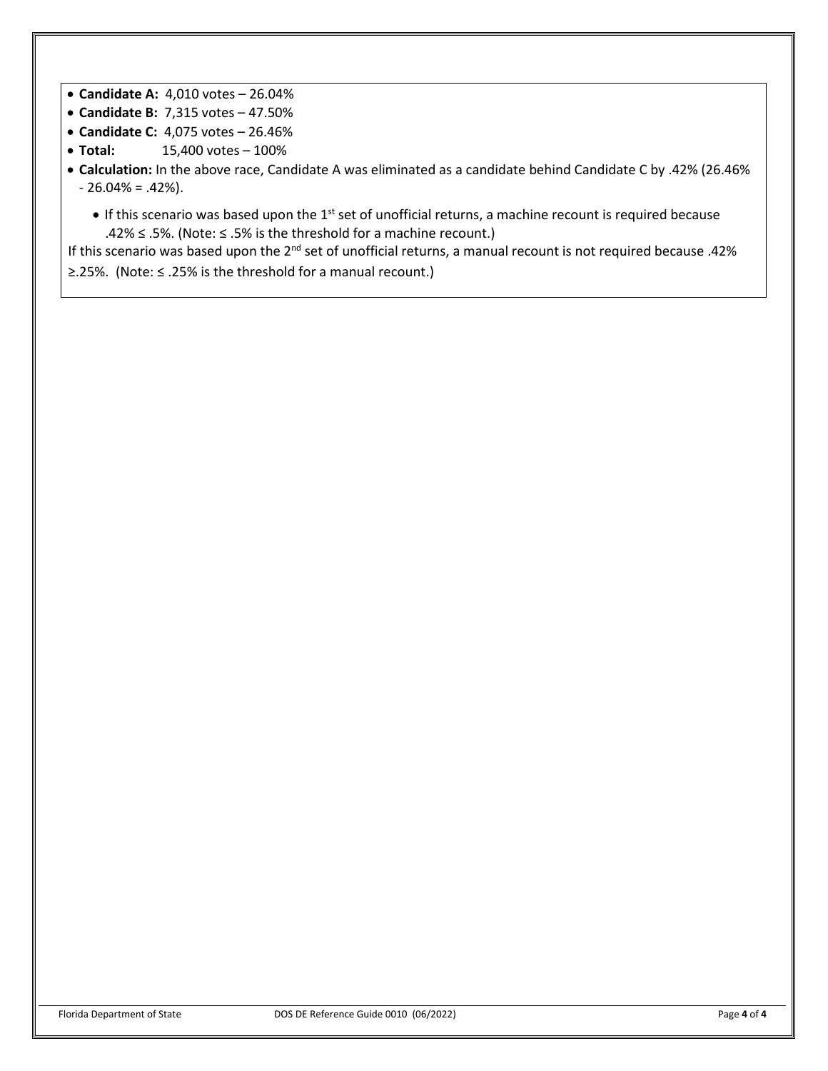- **Candidate A:** 4,010 votes – 26.04%
- **Candidate B:** 7,315 votes – 47.50%
- **Candidate C:** 4,075 votes – 26.46%
- **Total:** 15,400 votes – 100%
- **Calculation:** In the above race, Candidate A was eliminated as a candidate behind Candidate C by .42% (26.46% - 26.04% = .42%).
  - If this scenario was based upon the 1st set of unofficial returns, a machine recount is required because .42% ≤ .5%. (Note: ≤ .5% is the threshold for a machine recount.)

If this scenario was based upon the 2nd set of unofficial returns, a manual recount is not required because .42% ≥.25%. (Note: ≤ .25% is the threshold for a manual recount.)